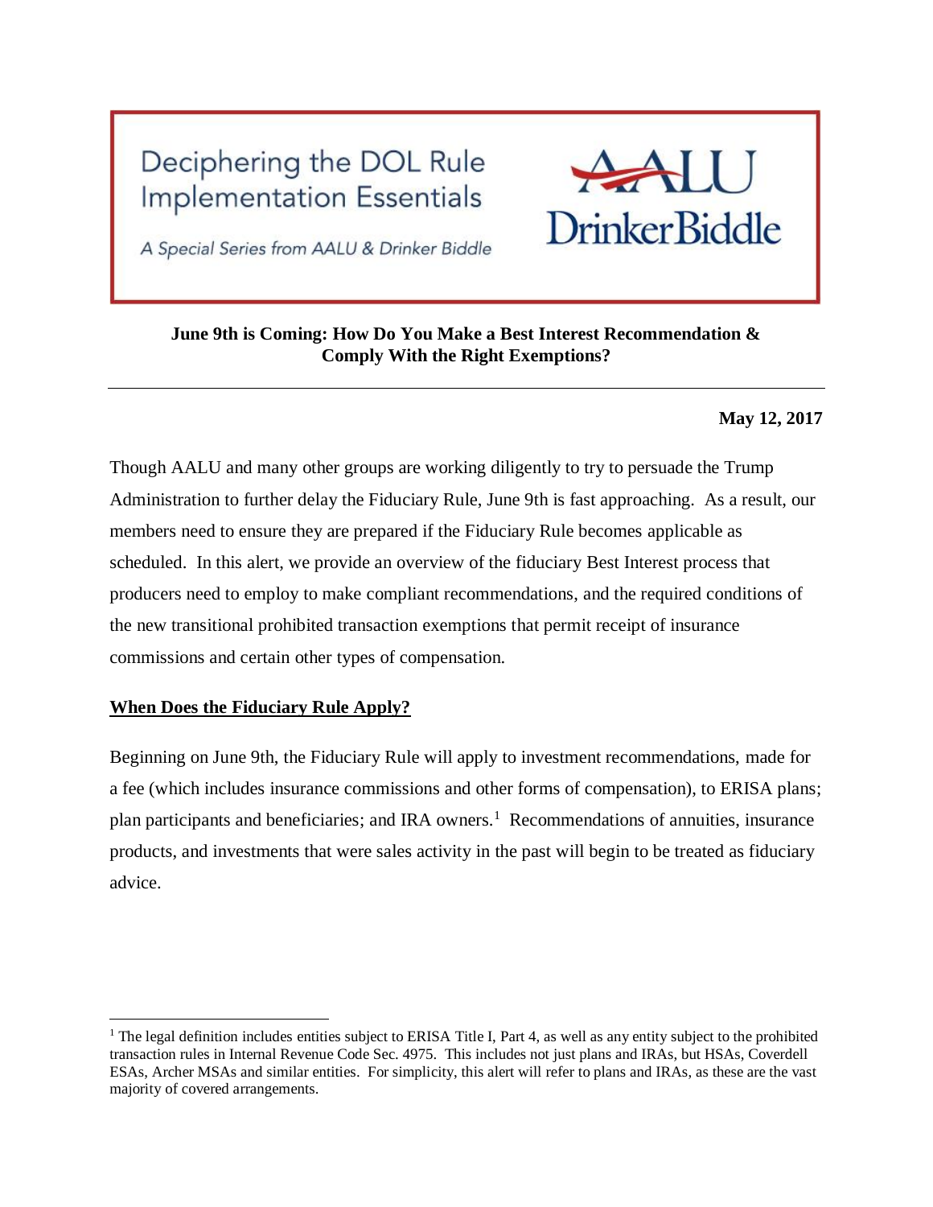Deciphering the DOL Rule Implementation Essentials

*A Special Series from AALU & Drinker Biddle*

AALU DrinkerBiddle

**June 9th is Coming: How Do You Make a Best Interest Recommendation & Comply With the Right Exemptions?**

---

**May 12, 2017**

Though AALU and many other groups are working diligently to try to persuade the Trump Administration to further delay the Fiduciary Rule, June 9th is fast approaching. As a result, our members need to ensure they are prepared if the Fiduciary Rule becomes applicable as scheduled. In this alert, we provide an overview of the fiduciary Best Interest process that producers need to employ to make compliant recommendations, and the required conditions of the new transitional prohibited transaction exemptions that permit receipt of insurance commissions and certain other types of compensation.

## When Does the Fiduciary Rule Apply?

Beginning on June 9th, the Fiduciary Rule will apply to investment recommendations, made for a fee (which includes insurance commissions and other forms of compensation), to ERISA plans; plan participants and beneficiaries; and IRA owners.[1] Recommendations of annuities, insurance products, and investments that were sales activity in the past will begin to be treated as fiduciary advice.

---

[1] The legal definition includes entities subject to ERISA Title I, Part 4, as well as any entity subject to the prohibited transaction rules in Internal Revenue Code Sec. 4975. This includes not just plans and IRAs, but HSAs, Coverdell ESAs, Archer MSAs and similar entities. For simplicity, this alert will refer to plans and IRAs, as these are the vast majority of covered arrangements.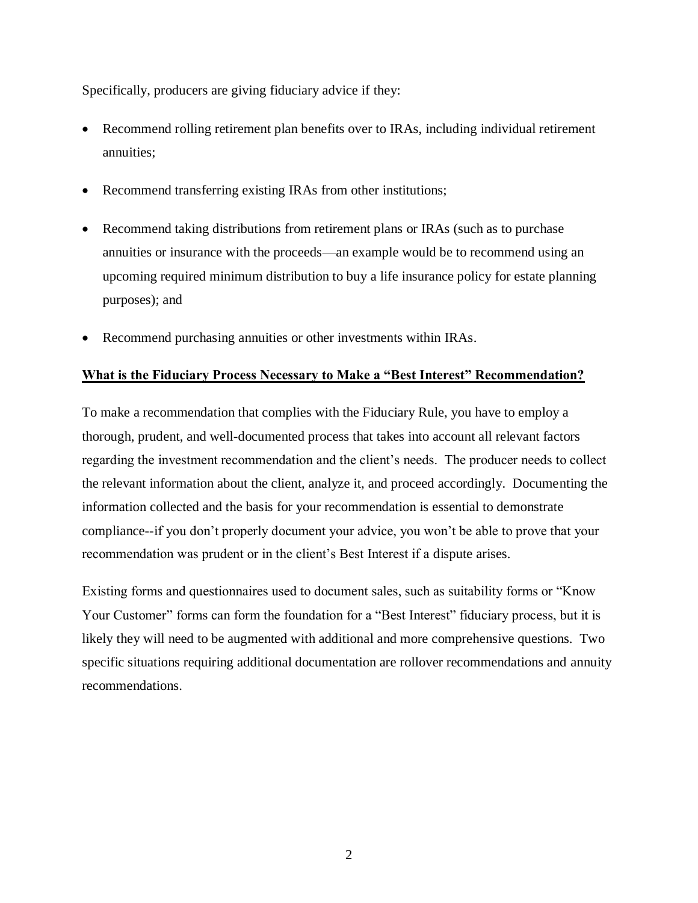Specifically, producers are giving fiduciary advice if they:

- Recommend rolling retirement plan benefits over to IRAs, including individual retirement annuities;
- Recommend transferring existing IRAs from other institutions;
- Recommend taking distributions from retirement plans or IRAs (such as to purchase annuities or insurance with the proceeds—an example would be to recommend using an upcoming required minimum distribution to buy a life insurance policy for estate planning purposes); and
- Recommend purchasing annuities or other investments within IRAs.

**What is the Fiduciary Process Necessary to Make a "Best Interest" Recommendation?**

To make a recommendation that complies with the Fiduciary Rule, you have to employ a thorough, prudent, and well-documented process that takes into account all relevant factors regarding the investment recommendation and the client's needs. The producer needs to collect the relevant information about the client, analyze it, and proceed accordingly. Documenting the information collected and the basis for your recommendation is essential to demonstrate compliance--if you don't properly document your advice, you won't be able to prove that your recommendation was prudent or in the client's Best Interest if a dispute arises.

Existing forms and questionnaires used to document sales, such as suitability forms or "Know Your Customer" forms can form the foundation for a "Best Interest" fiduciary process, but it is likely they will need to be augmented with additional and more comprehensive questions. Two specific situations requiring additional documentation are rollover recommendations and annuity recommendations.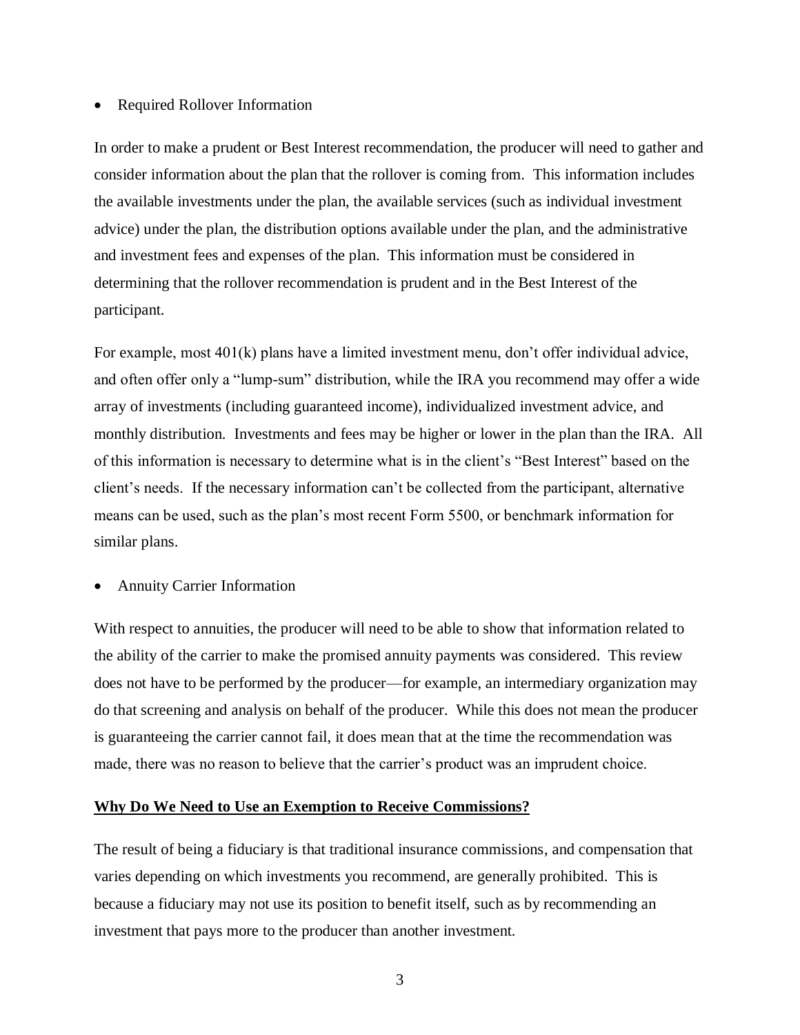- Required Rollover Information

In order to make a prudent or Best Interest recommendation, the producer will need to gather and consider information about the plan that the rollover is coming from. This information includes the available investments under the plan, the available services (such as individual investment advice) under the plan, the distribution options available under the plan, and the administrative and investment fees and expenses of the plan. This information must be considered in determining that the rollover recommendation is prudent and in the Best Interest of the participant.

For example, most 401(k) plans have a limited investment menu, don't offer individual advice, and often offer only a "lump-sum" distribution, while the IRA you recommend may offer a wide array of investments (including guaranteed income), individualized investment advice, and monthly distribution. Investments and fees may be higher or lower in the plan than the IRA. All of this information is necessary to determine what is in the client's "Best Interest" based on the client's needs. If the necessary information can't be collected from the participant, alternative means can be used, such as the plan's most recent Form 5500, or benchmark information for similar plans.

- Annuity Carrier Information

With respect to annuities, the producer will need to be able to show that information related to the ability of the carrier to make the promised annuity payments was considered. This review does not have to be performed by the producer—for example, an intermediary organization may do that screening and analysis on behalf of the producer. While this does not mean the producer is guaranteeing the carrier cannot fail, it does mean that at the time the recommendation was made, there was no reason to believe that the carrier's product was an imprudent choice.

**<u>Why Do We Need to Use an Exemption to Receive Commissions?</u>**

The result of being a fiduciary is that traditional insurance commissions, and compensation that varies depending on which investments you recommend, are generally prohibited. This is because a fiduciary may not use its position to benefit itself, such as by recommending an investment that pays more to the producer than another investment.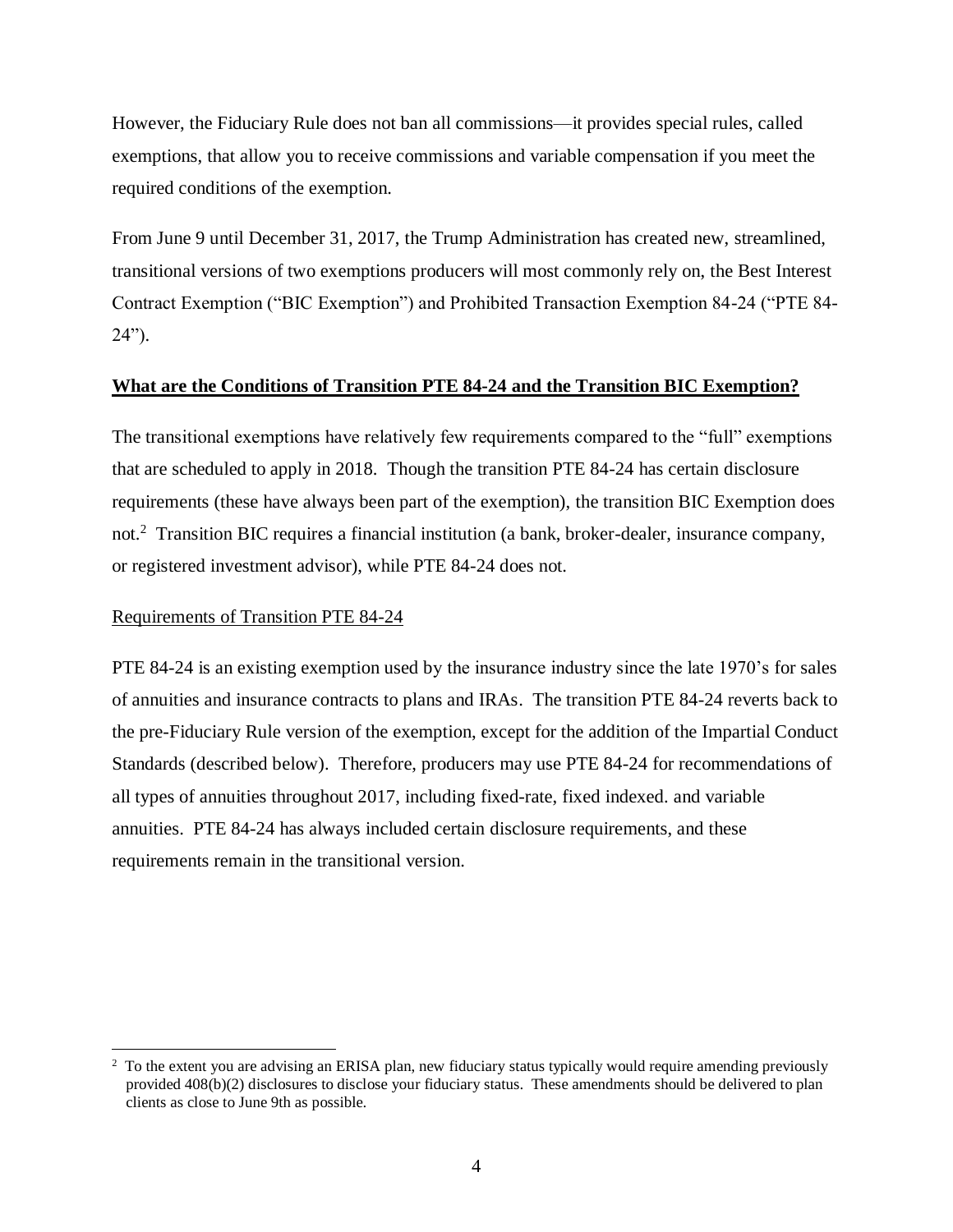However, the Fiduciary Rule does not ban all commissions—it provides special rules, called exemptions, that allow you to receive commissions and variable compensation if you meet the required conditions of the exemption.

From June 9 until December 31, 2017, the Trump Administration has created new, streamlined, transitional versions of two exemptions producers will most commonly rely on, the Best Interest Contract Exemption ("BIC Exemption") and Prohibited Transaction Exemption 84-24 ("PTE 84-24").

## **What are the Conditions of Transition PTE 84-24 and the Transition BIC Exemption?**

The transitional exemptions have relatively few requirements compared to the "full" exemptions that are scheduled to apply in 2018. Though the transition PTE 84-24 has certain disclosure requirements (these have always been part of the exemption), the transition BIC Exemption does not.[2] Transition BIC requires a financial institution (a bank, broker-dealer, insurance company, or registered investment advisor), while PTE 84-24 does not.

### Requirements of Transition PTE 84-24

PTE 84-24 is an existing exemption used by the insurance industry since the late 1970's for sales of annuities and insurance contracts to plans and IRAs. The transition PTE 84-24 reverts back to the pre-Fiduciary Rule version of the exemption, except for the addition of the Impartial Conduct Standards (described below). Therefore, producers may use PTE 84-24 for recommendations of all types of annuities throughout 2017, including fixed-rate, fixed indexed. and variable annuities. PTE 84-24 has always included certain disclosure requirements, and these requirements remain in the transitional version.

---

[2] To the extent you are advising an ERISA plan, new fiduciary status typically would require amending previously provided 408(b)(2) disclosures to disclose your fiduciary status. These amendments should be delivered to plan clients as close to June 9th as possible.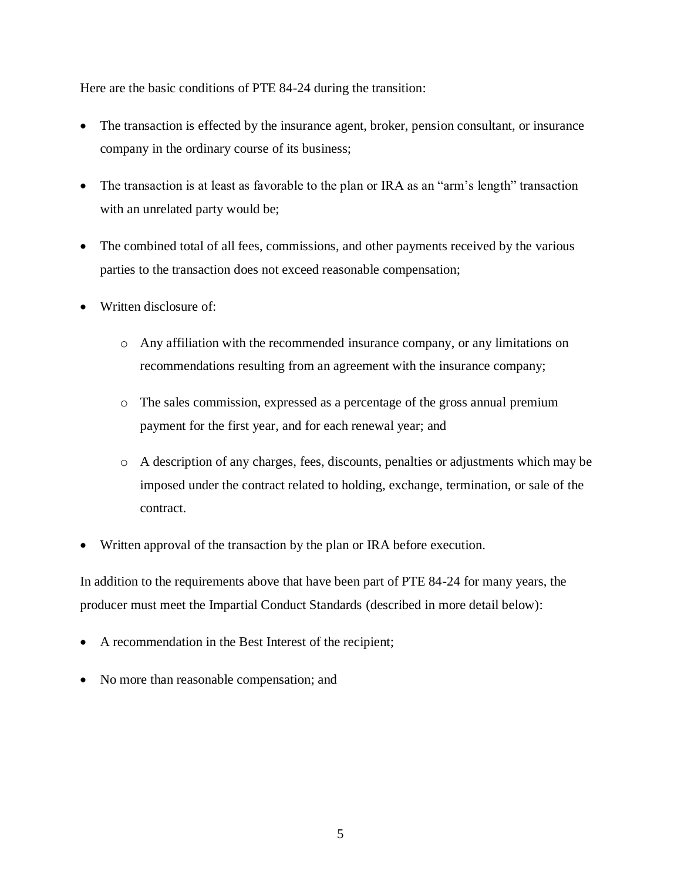Here are the basic conditions of PTE 84-24 during the transition:

- The transaction is effected by the insurance agent, broker, pension consultant, or insurance company in the ordinary course of its business;
- The transaction is at least as favorable to the plan or IRA as an "arm's length" transaction with an unrelated party would be;
- The combined total of all fees, commissions, and other payments received by the various parties to the transaction does not exceed reasonable compensation;
- Written disclosure of:
  - Any affiliation with the recommended insurance company, or any limitations on recommendations resulting from an agreement with the insurance company;
  - The sales commission, expressed as a percentage of the gross annual premium payment for the first year, and for each renewal year; and
  - A description of any charges, fees, discounts, penalties or adjustments which may be imposed under the contract related to holding, exchange, termination, or sale of the contract.
- Written approval of the transaction by the plan or IRA before execution.

In addition to the requirements above that have been part of PTE 84-24 for many years, the producer must meet the Impartial Conduct Standards (described in more detail below):

- A recommendation in the Best Interest of the recipient;
- No more than reasonable compensation; and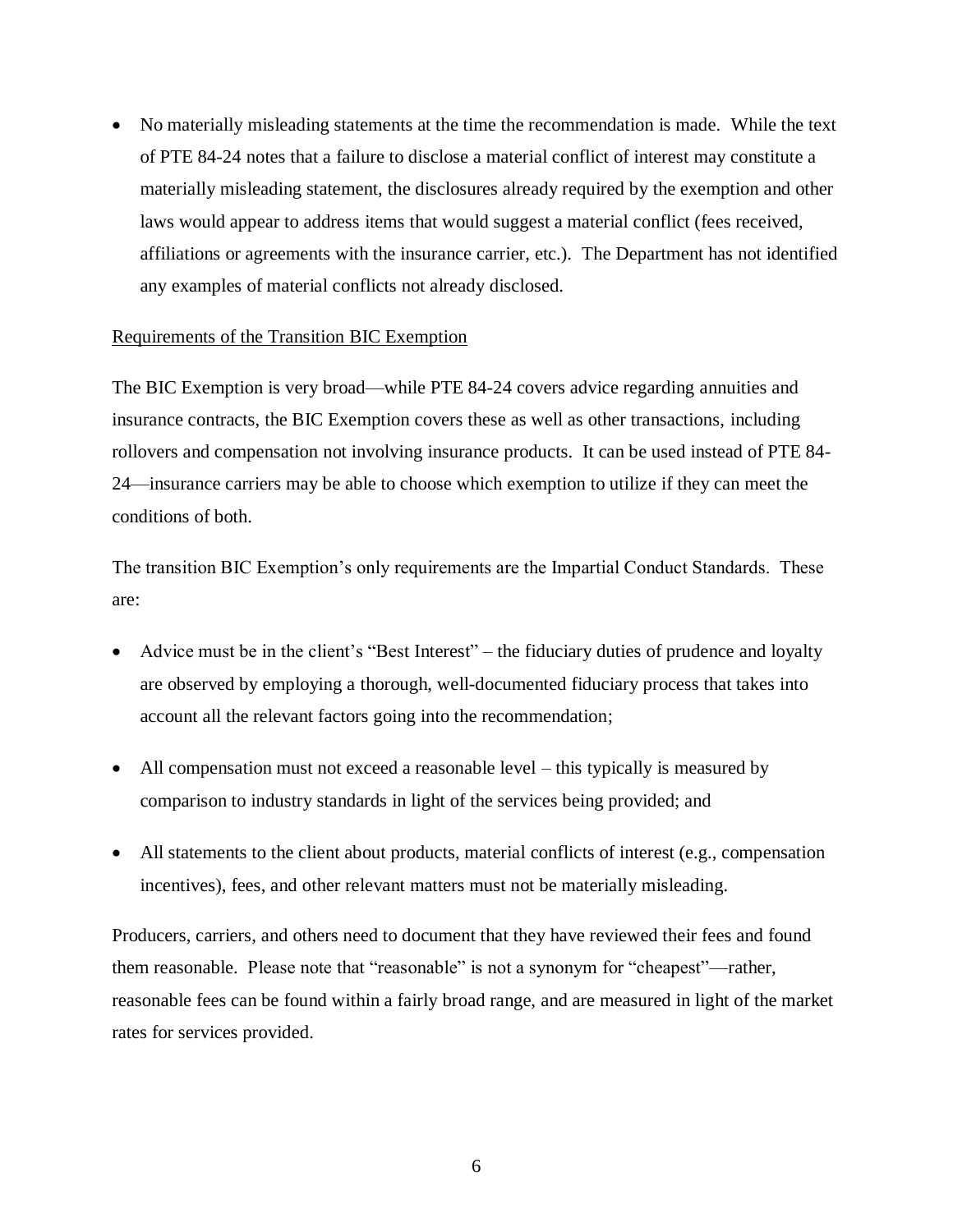- No materially misleading statements at the time the recommendation is made. While the text of PTE 84-24 notes that a failure to disclose a material conflict of interest may constitute a materially misleading statement, the disclosures already required by the exemption and other laws would appear to address items that would suggest a material conflict (fees received, affiliations or agreements with the insurance carrier, etc.). The Department has not identified any examples of material conflicts not already disclosed.

Requirements of the Transition BIC Exemption

The BIC Exemption is very broad—while PTE 84-24 covers advice regarding annuities and insurance contracts, the BIC Exemption covers these as well as other transactions, including rollovers and compensation not involving insurance products. It can be used instead of PTE 84-24—insurance carriers may be able to choose which exemption to utilize if they can meet the conditions of both.

The transition BIC Exemption's only requirements are the Impartial Conduct Standards. These are:

- Advice must be in the client's "Best Interest" – the fiduciary duties of prudence and loyalty are observed by employing a thorough, well-documented fiduciary process that takes into account all the relevant factors going into the recommendation;
- All compensation must not exceed a reasonable level – this typically is measured by comparison to industry standards in light of the services being provided; and
- All statements to the client about products, material conflicts of interest (e.g., compensation incentives), fees, and other relevant matters must not be materially misleading.

Producers, carriers, and others need to document that they have reviewed their fees and found them reasonable. Please note that "reasonable" is not a synonym for "cheapest"—rather, reasonable fees can be found within a fairly broad range, and are measured in light of the market rates for services provided.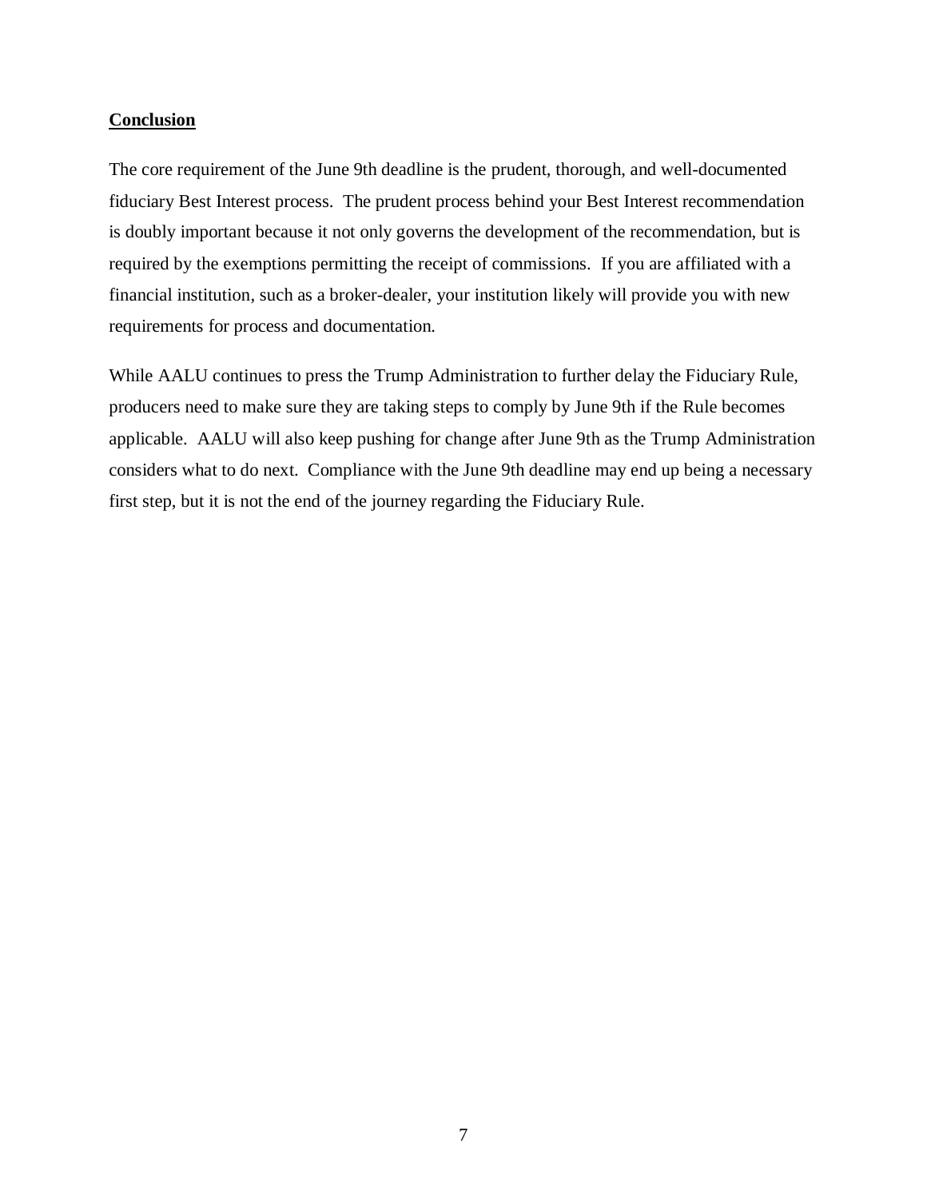## Conclusion

The core requirement of the June 9th deadline is the prudent, thorough, and well-documented fiduciary Best Interest process. The prudent process behind your Best Interest recommendation is doubly important because it not only governs the development of the recommendation, but is required by the exemptions permitting the receipt of commissions. If you are affiliated with a financial institution, such as a broker-dealer, your institution likely will provide you with new requirements for process and documentation.

While AALU continues to press the Trump Administration to further delay the Fiduciary Rule, producers need to make sure they are taking steps to comply by June 9th if the Rule becomes applicable. AALU will also keep pushing for change after June 9th as the Trump Administration considers what to do next. Compliance with the June 9th deadline may end up being a necessary first step, but it is not the end of the journey regarding the Fiduciary Rule.